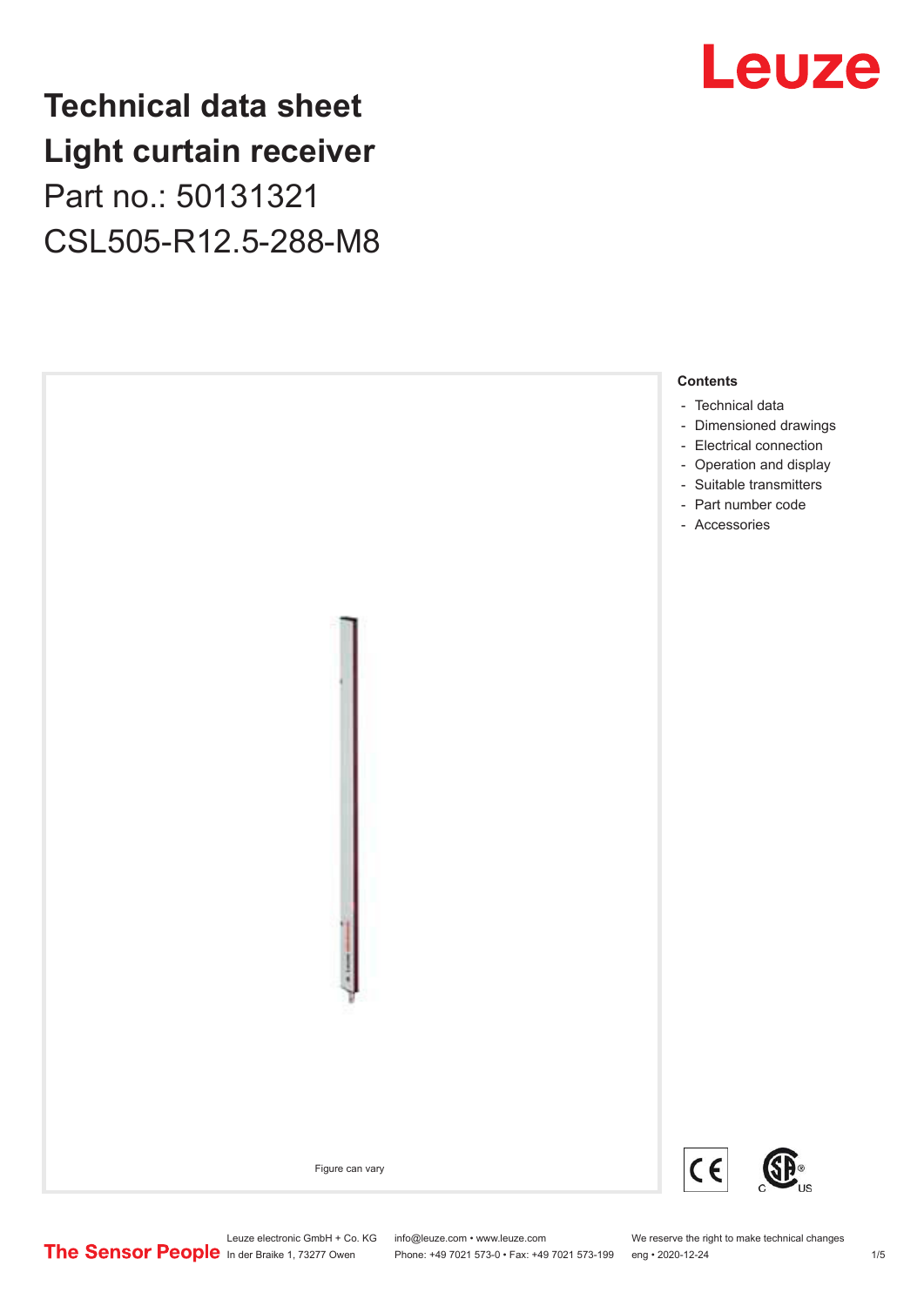# Technical data sheet Light curtain receiver

Part no.: 50131321

CSL505-R12.5-288-M8

Figure can vary

**Contents**

- Technical data
- Dimensioned drawings
- Electrical connection
- Operation and display
- Suitable transmitters
- Part number code
- Accessories

Leuze electronic GmbH + Co. KG
In der Braike 1, 73277 Owen

info@leuze.com • www.leuze.com
Phone: +49 7021 573-0 • Fax: +49 7021 573-199

We reserve the right to make technical changes
eng • 2020-12-24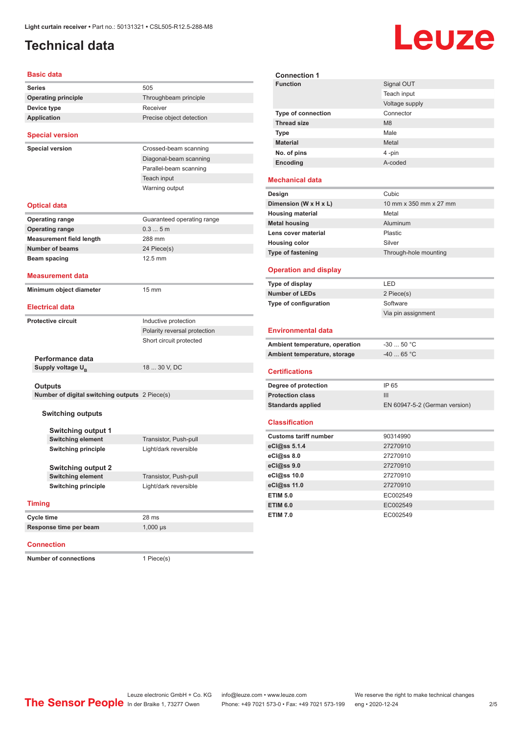Light curtain receiver • Part no.: 50131321 • CSL505-R12.5-288-M8

# Technical data

## Basic data

| | |
|---|---|
| **Series** | 505 |
| **Operating principle** | Throughbeam principle |
| **Device type** | Receiver |
| **Application** | Precise object detection |

## Special version

| | |
|---|---|
| **Special version** | Crossed-beam scanning |
| | Diagonal-beam scanning |
| | Parallel-beam scanning |
| | Teach input |
| | Warning output |

## Optical data

| | |
|---|---|
| **Operating range** | Guaranteed operating range |
| **Operating range** | 0.3 ... 5 m |
| **Measurement field length** | 288 mm |
| **Number of beams** | 24 Piece(s) |
| **Beam spacing** | 12.5 mm |

## Measurement data

| | |
|---|---|
| **Minimum object diameter** | 15 mm |

## Electrical data

| | |
|---|---|
| **Protective circuit** | Inductive protection |
| | Polarity reversal protection |
| | Short circuit protected |

### Performance data

| | |
|---|---|
| **Supply voltage $U_B$** | 18 ... 30 V, DC |

### Outputs

| | |
|---|---|
| **Number of digital switching outputs** | 2 Piece(s) |

#### Switching outputs

##### Switching output 1

| | |
|---|---|
| **Switching element** | Transistor, Push-pull |
| **Switching principle** | Light/dark reversible |

##### Switching output 2

| | |
|---|---|
| **Switching element** | Transistor, Push-pull |
| **Switching principle** | Light/dark reversible |

## Timing

| | |
|---|---|
| **Cycle time** | 28 ms |
| **Response time per beam** | 1,000 µs |

## Connection

| | |
|---|---|
| **Number of connections** | 1 Piece(s) |

### Connection 1

| | |
|---|---|
| **Function** | Signal OUT |
| | Teach input |
| | Voltage supply |
| **Type of connection** | Connector |
| **Thread size** | M8 |
| **Type** | Male |
| **Material** | Metal |
| **No. of pins** | 4 -pin |
| **Encoding** | A-coded |

## Mechanical data

| | |
|---|---|
| **Design** | Cubic |
| **Dimension (W x H x L)** | 10 mm x 350 mm x 27 mm |
| **Housing material** | Metal |
| **Metal housing** | Aluminum |
| **Lens cover material** | Plastic |
| **Housing color** | Silver |
| **Type of fastening** | Through-hole mounting |

## Operation and display

| | |
|---|---|
| **Type of display** | LED |
| **Number of LEDs** | 2 Piece(s) |
| **Type of configuration** | Software |
| | Via pin assignment |

## Environmental data

| | |
|---|---|
| **Ambient temperature, operation** | -30 ... 50 °C |
| **Ambient temperature, storage** | -40 ... 65 °C |

## Certifications

| | |
|---|---|
| **Degree of protection** | IP 65 |
| **Protection class** | III |
| **Standards applied** | EN 60947-5-2 (German version) |

## Classification

| | |
|---|---|
| **Customs tariff number** | 90314990 |
| **eCl@ss 5.1.4** | 27270910 |
| **eCl@ss 8.0** | 27270910 |
| **eCl@ss 9.0** | 27270910 |
| **eCl@ss 10.0** | 27270910 |
| **eCl@ss 11.0** | 27270910 |
| **ETIM 5.0** | EC002549 |
| **ETIM 6.0** | EC002549 |
| **ETIM 7.0** | EC002549 |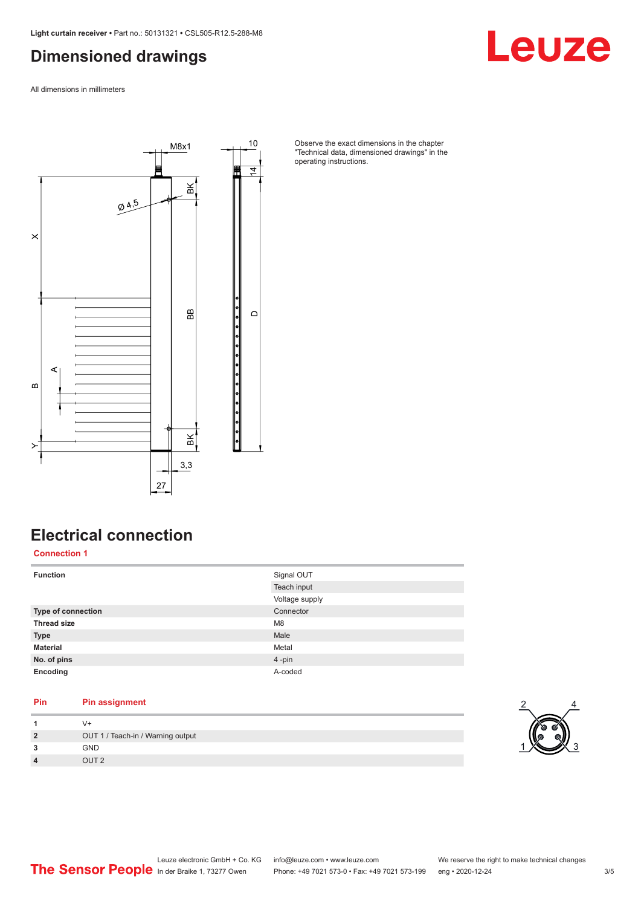# Dimensioned drawings

All dimensions in millimeters

Observe the exact dimensions in the chapter "Technical data, dimensioned drawings" in the operating instructions.

# Electrical connection

## Connection 1

| | |
|---|---|
| **Function** | Signal OUT |
| | Teach input |
| | Voltage supply |
| **Type of connection** | Connector |
| **Thread size** | M8 |
| **Type** | Male |
| **Material** | Metal |
| **No. of pins** | 4 -pin |
| **Encoding** | A-coded |

| Pin | Pin assignment |
|---|---|
| **1** | V+ |
| **2** | OUT 1 / Teach-in / Warning output |
| **3** | GND |
| **4** | OUT 2 |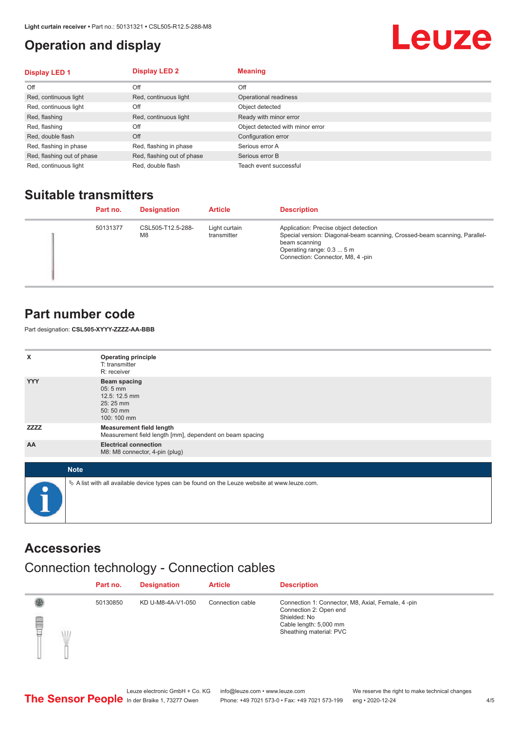## Operation and display

| Display LED 1 | Display LED 2 | Meaning |
|---|---|---|
| Off | Off | Off |
| Red, continuous light | Red, continuous light | Operational readiness |
| Red, continuous light | Off | Object detected |
| Red, flashing | Red, continuous light | Ready with minor error |
| Red, flashing | Off | Object detected with minor error |
| Red, double flash | Off | Configuration error |
| Red, flashing in phase | Red, flashing in phase | Serious error A |
| Red, flashing out of phase | Red, flashing out of phase | Serious error B |
| Red, continuous light | Red, double flash | Teach event successful |

## Suitable transmitters

| | Part no. | Designation | Article | Description |
|---|---|---|---|---|
| | 50131377 | CSL505-T12.5-288-M8 | Light curtain transmitter | Application: Precise object detection<br>Special version: Diagonal-beam scanning, Crossed-beam scanning, Parallel-beam scanning<br>Operating range: 0.3 ... 5 m<br>Connection: Connector, M8, 4 -pin |

## Part number code

Part designation: **CSL505-XYYY-ZZZZ-AA-BBB**

| | |
|---|---|
| X | **Operating principle**<br>T: transmitter<br>R: receiver |
| YYY | **Beam spacing**<br>05: 5 mm<br>12.5: 12.5 mm<br>25: 25 mm<br>50: 50 mm<br>100: 100 mm |
| ZZZZ | **Measurement field length**<br>Measurement field length [mm], dependent on beam spacing |
| AA | **Electrical connection**<br>M8: M8 connector, 4-pin (plug) |

**Note**

↳ A list with all available device types can be found on the Leuze website at www.leuze.com.

## Accessories

### Connection technology - Connection cables

| | Part no. | Designation | Article | Description |
|---|---|---|---|---|
| | 50130850 | KD U-M8-4A-V1-050 | Connection cable | Connection 1: Connector, M8, Axial, Female, 4 -pin<br>Connection 2: Open end<br>Shielded: No<br>Cable length: 5,000 mm<br>Sheathing material: PVC |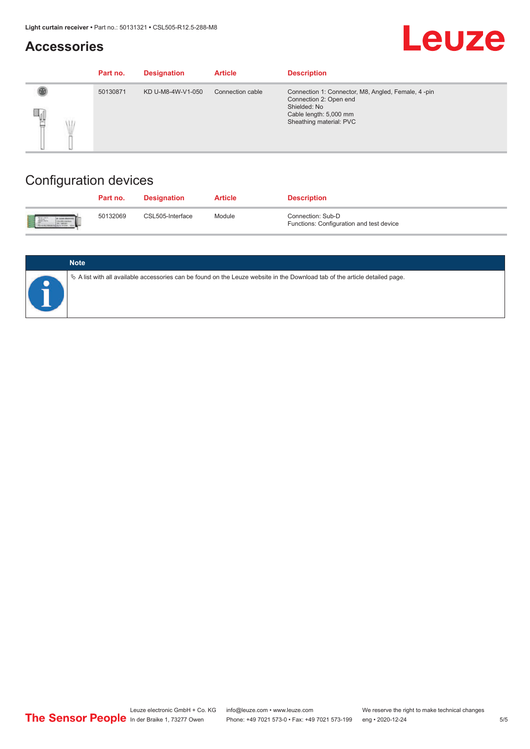## Accessories

| | Part no. | Designation | Article | Description |
|---|---|---|---|---|
| | 50130871 | KD U-M8-4W-V1-050 | Connection cable | Connection 1: Connector, M8, Angled, Female, 4 -pin<br>Connection 2: Open end<br>Shielded: No<br>Cable length: 5,000 mm<br>Sheathing material: PVC |

## Configuration devices

| | Part no. | Designation | Article | Description |
|---|---|---|---|---|
| | 50132069 | CSL505-Interface | Module | Connection: Sub-D<br>Functions: Configuration and test device |

**Note**

A list with all available accessories can be found on the Leuze website in the Download tab of the article detailed page.